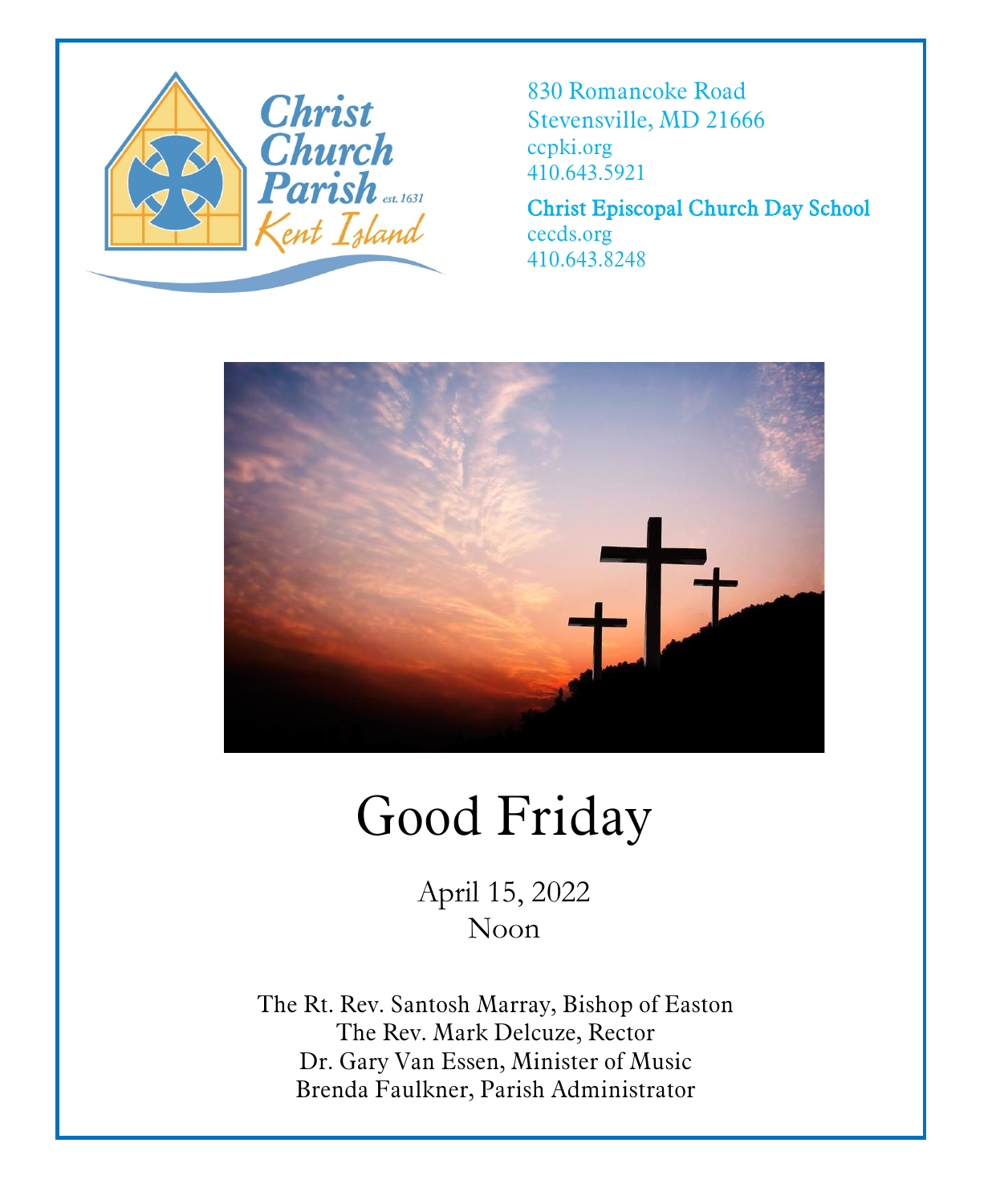Christ Church Parish est. 1631 Kent Island

830 Romancoke Road
Stevensville, MD 21666
ccpki.org
410.643.5921

**Christ Episcopal Church Day School**
cecds.org
410.643.8248

# Good Friday

April 15, 2022
Noon

The Rt. Rev. Santosh Marray, Bishop of Easton
The Rev. Mark Delcuze, Rector
Dr. Gary Van Essen, Minister of Music
Brenda Faulkner, Parish Administrator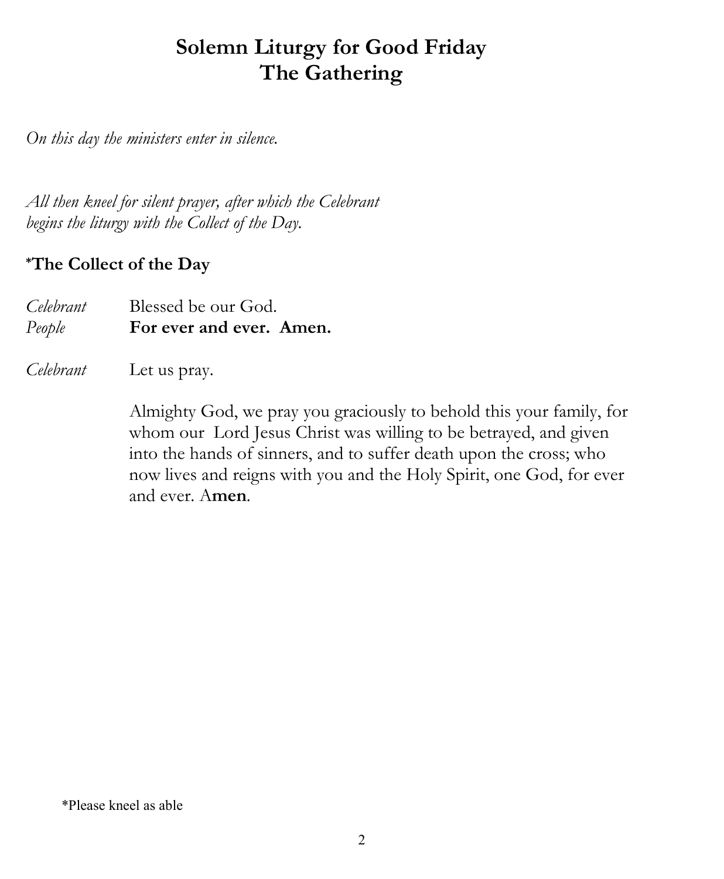# Solemn Liturgy for Good Friday
# The Gathering

*On this day the ministers enter in silence.*

*All then kneel for silent prayer, after which the Celebrant begins the liturgy with the Collect of the Day.*

### *The Collect of the Day

*Celebrant* Blessed be our God.
*People* **For ever and ever. Amen.**

*Celebrant* Let us pray.

Almighty God, we pray you graciously to behold this your family, for whom our Lord Jesus Christ was willing to be betrayed, and given into the hands of sinners, and to suffer death upon the cross; who now lives and reigns with you and the Holy Spirit, one God, for ever and ever. A**men**.

*Please kneel as able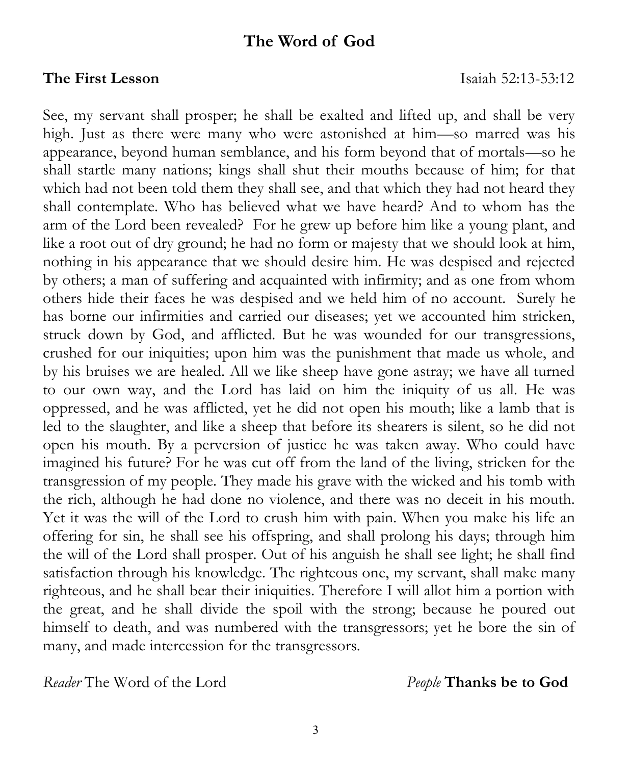## The Word of God

**The First Lesson** Isaiah 52:13-53:12

See, my servant shall prosper; he shall be exalted and lifted up, and shall be very high. Just as there were many who were astonished at him—so marred was his appearance, beyond human semblance, and his form beyond that of mortals—so he shall startle many nations; kings shall shut their mouths because of him; for that which had not been told them they shall see, and that which they had not heard they shall contemplate. Who has believed what we have heard? And to whom has the arm of the Lord been revealed? For he grew up before him like a young plant, and like a root out of dry ground; he had no form or majesty that we should look at him, nothing in his appearance that we should desire him. He was despised and rejected by others; a man of suffering and acquainted with infirmity; and as one from whom others hide their faces he was despised and we held him of no account. Surely he has borne our infirmities and carried our diseases; yet we accounted him stricken, struck down by God, and afflicted. But he was wounded for our transgressions, crushed for our iniquities; upon him was the punishment that made us whole, and by his bruises we are healed. All we like sheep have gone astray; we have all turned to our own way, and the Lord has laid on him the iniquity of us all. He was oppressed, and he was afflicted, yet he did not open his mouth; like a lamb that is led to the slaughter, and like a sheep that before its shearers is silent, so he did not open his mouth. By a perversion of justice he was taken away. Who could have imagined his future? For he was cut off from the land of the living, stricken for the transgression of my people. They made his grave with the wicked and his tomb with the rich, although he had done no violence, and there was no deceit in his mouth. Yet it was the will of the Lord to crush him with pain. When you make his life an offering for sin, he shall see his offspring, and shall prolong his days; through him the will of the Lord shall prosper. Out of his anguish he shall see light; he shall find satisfaction through his knowledge. The righteous one, my servant, shall make many righteous, and he shall bear their iniquities. Therefore I will allot him a portion with the great, and he shall divide the spoil with the strong; because he poured out himself to death, and was numbered with the transgressors; yet he bore the sin of many, and made intercession for the transgressors.

*Reader* The Word of the Lord *People* **Thanks be to God**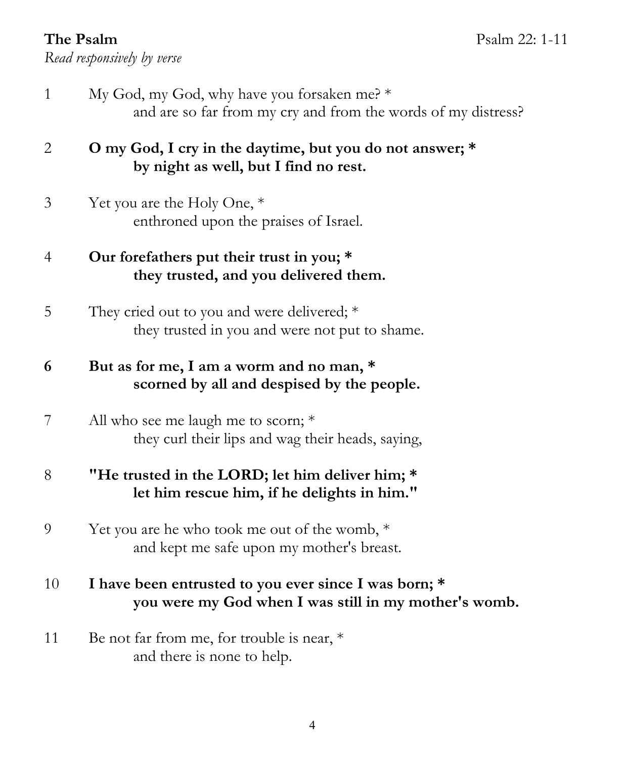**The Psalm** Psalm 22: 1-11

*Read responsively by verse*

1 My God, my God, why have you forsaken me? *
and are so far from my cry and from the words of my distress?

**2 O my God, I cry in the daytime, but you do not answer; ***
**by night as well, but I find no rest.**

3 Yet you are the Holy One, *
enthroned upon the praises of Israel.

**4 Our forefathers put their trust in you; ***
**they trusted, and you delivered them.**

5 They cried out to you and were delivered; *
they trusted in you and were not put to shame.

**6 But as for me, I am a worm and no man, ***
**scorned by all and despised by the people.**

7 All who see me laugh me to scorn; *
they curl their lips and wag their heads, saying,

**8 "He trusted in the LORD; let him deliver him; ***
**let him rescue him, if he delights in him."**

9 Yet you are he who took me out of the womb, *
and kept me safe upon my mother's breast.

**10 I have been entrusted to you ever since I was born; ***
**you were my God when I was still in my mother's womb.**

11 Be not far from me, for trouble is near, *
and there is none to help.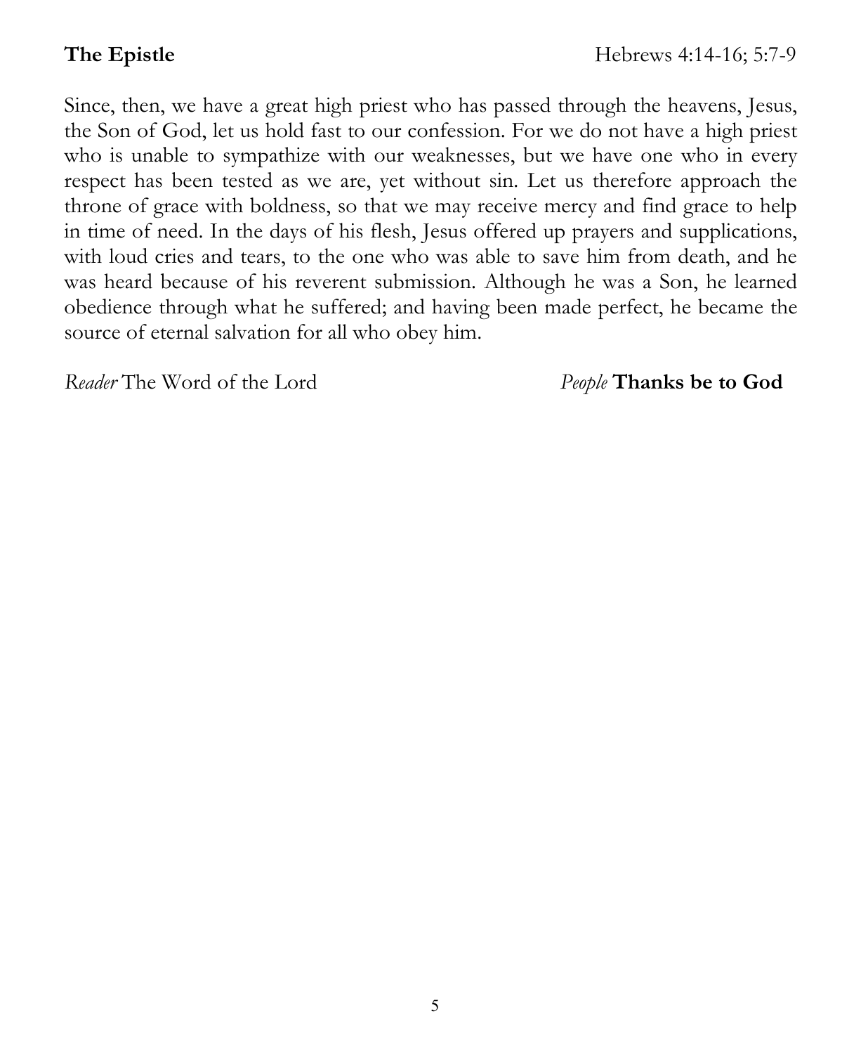**The Epistle** Hebrews 4:14-16; 5:7-9

Since, then, we have a great high priest who has passed through the heavens, Jesus, the Son of God, let us hold fast to our confession. For we do not have a high priest who is unable to sympathize with our weaknesses, but we have one who in every respect has been tested as we are, yet without sin. Let us therefore approach the throne of grace with boldness, so that we may receive mercy and find grace to help in time of need. In the days of his flesh, Jesus offered up prayers and supplications, with loud cries and tears, to the one who was able to save him from death, and he was heard because of his reverent submission. Although he was a Son, he learned obedience through what he suffered; and having been made perfect, he became the source of eternal salvation for all who obey him.

*Reader* The Word of the Lord *People* **Thanks be to God**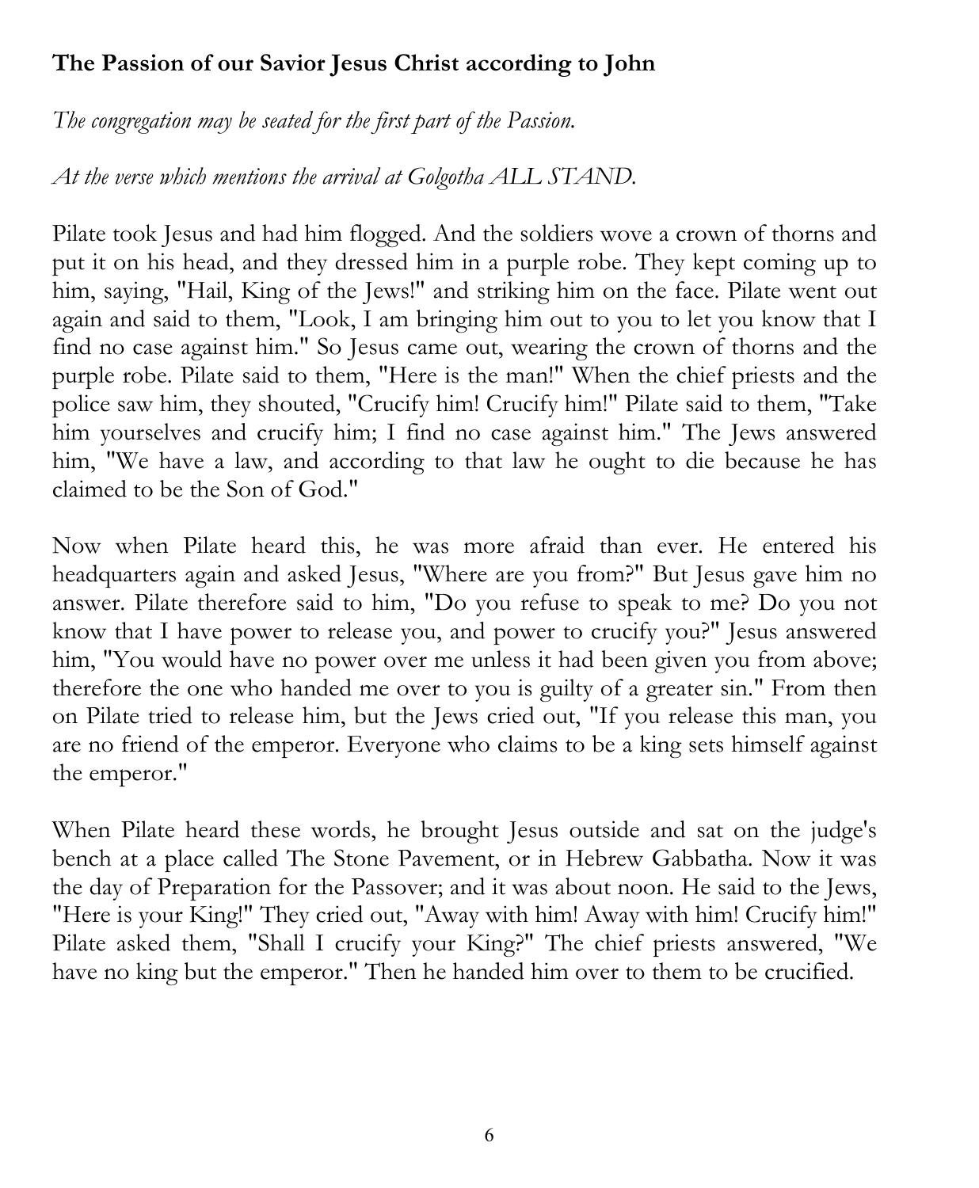**The Passion of our Savior Jesus Christ according to John**

*The congregation may be seated for the first part of the Passion.*

*At the verse which mentions the arrival at Golgotha ALL STAND.*

Pilate took Jesus and had him flogged. And the soldiers wove a crown of thorns and put it on his head, and they dressed him in a purple robe. They kept coming up to him, saying, "Hail, King of the Jews!" and striking him on the face. Pilate went out again and said to them, "Look, I am bringing him out to you to let you know that I find no case against him." So Jesus came out, wearing the crown of thorns and the purple robe. Pilate said to them, "Here is the man!" When the chief priests and the police saw him, they shouted, "Crucify him! Crucify him!" Pilate said to them, "Take him yourselves and crucify him; I find no case against him." The Jews answered him, "We have a law, and according to that law he ought to die because he has claimed to be the Son of God."

Now when Pilate heard this, he was more afraid than ever. He entered his headquarters again and asked Jesus, "Where are you from?" But Jesus gave him no answer. Pilate therefore said to him, "Do you refuse to speak to me? Do you not know that I have power to release you, and power to crucify you?" Jesus answered him, "You would have no power over me unless it had been given you from above; therefore the one who handed me over to you is guilty of a greater sin." From then on Pilate tried to release him, but the Jews cried out, "If you release this man, you are no friend of the emperor. Everyone who claims to be a king sets himself against the emperor."

When Pilate heard these words, he brought Jesus outside and sat on the judge's bench at a place called The Stone Pavement, or in Hebrew Gabbatha. Now it was the day of Preparation for the Passover; and it was about noon. He said to the Jews, "Here is your King!" They cried out, "Away with him! Away with him! Crucify him!" Pilate asked them, "Shall I crucify your King?" The chief priests answered, "We have no king but the emperor." Then he handed him over to them to be crucified.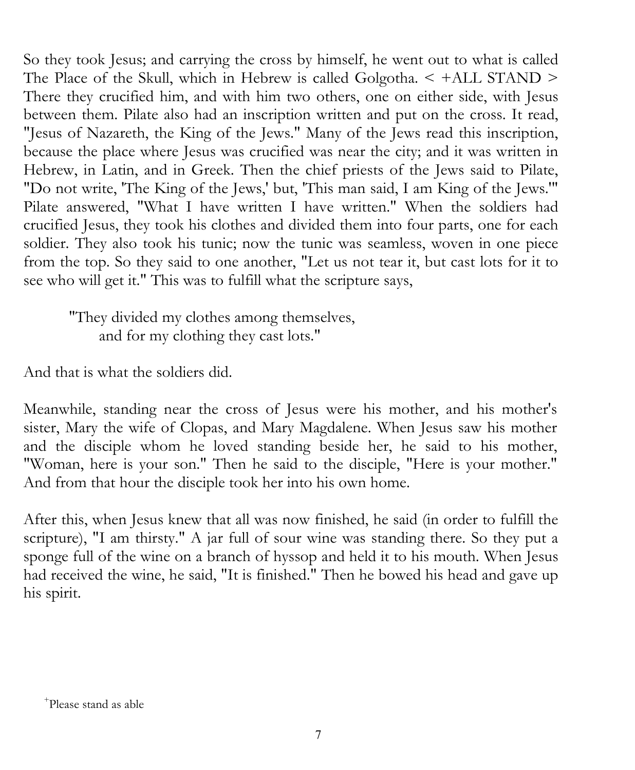So they took Jesus; and carrying the cross by himself, he went out to what is called The Place of the Skull, which in Hebrew is called Golgotha. < +ALL STAND > There they crucified him, and with him two others, one on either side, with Jesus between them. Pilate also had an inscription written and put on the cross. It read, "Jesus of Nazareth, the King of the Jews." Many of the Jews read this inscription, because the place where Jesus was crucified was near the city; and it was written in Hebrew, in Latin, and in Greek. Then the chief priests of the Jews said to Pilate, "Do not write, 'The King of the Jews,' but, 'This man said, I am King of the Jews.'" Pilate answered, "What I have written I have written." When the soldiers had crucified Jesus, they took his clothes and divided them into four parts, one for each soldier. They also took his tunic; now the tunic was seamless, woven in one piece from the top. So they said to one another, "Let us not tear it, but cast lots for it to see who will get it." This was to fulfill what the scripture says,

> "They divided my clothes among themselves,
> and for my clothing they cast lots."

And that is what the soldiers did.

Meanwhile, standing near the cross of Jesus were his mother, and his mother's sister, Mary the wife of Clopas, and Mary Magdalene. When Jesus saw his mother and the disciple whom he loved standing beside her, he said to his mother, "Woman, here is your son." Then he said to the disciple, "Here is your mother." And from that hour the disciple took her into his own home.

After this, when Jesus knew that all was now finished, he said (in order to fulfill the scripture), "I am thirsty." A jar full of sour wine was standing there. So they put a sponge full of the wine on a branch of hyssop and held it to his mouth. When Jesus had received the wine, he said, "It is finished." Then he bowed his head and gave up his spirit.

+Please stand as able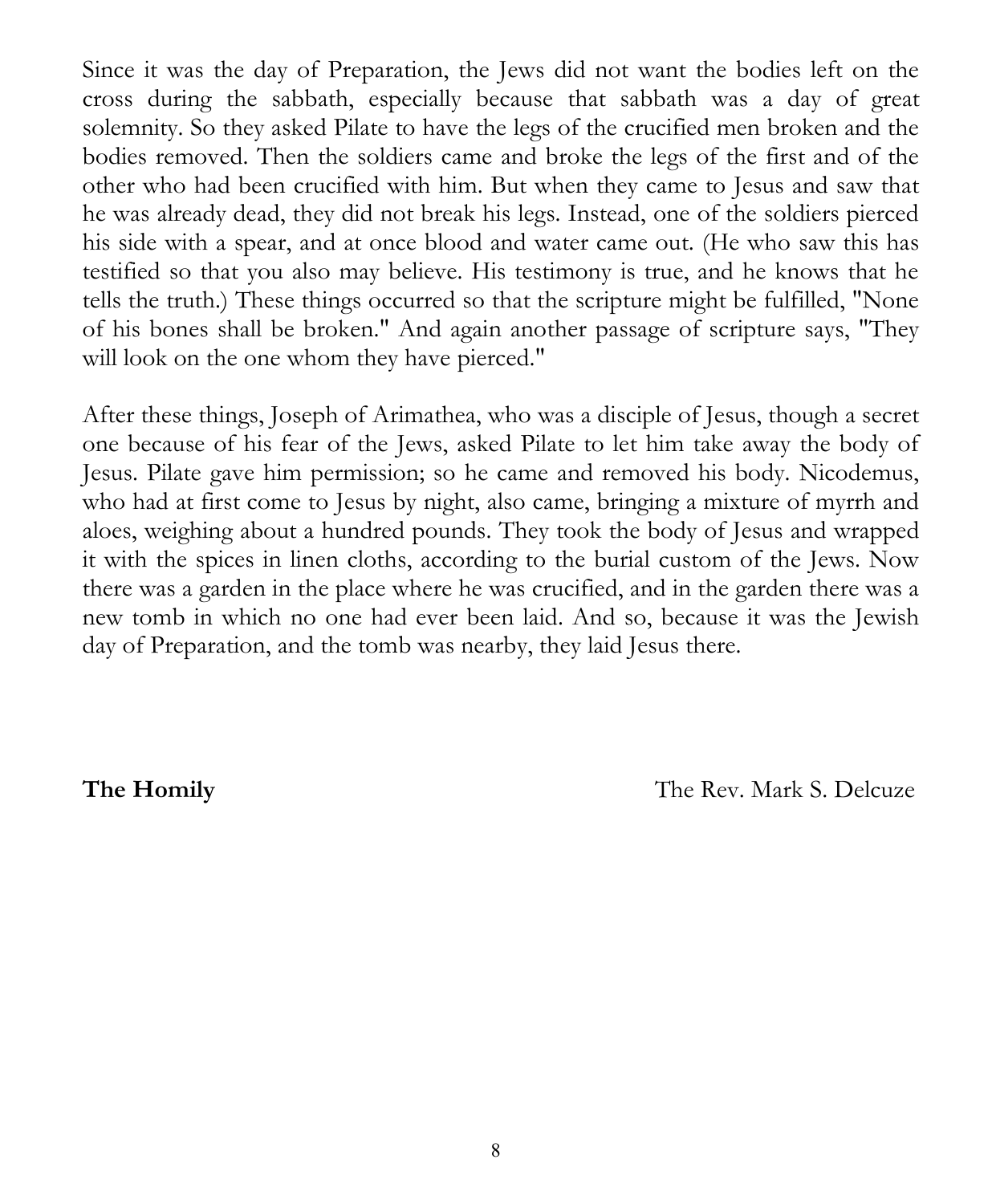Since it was the day of Preparation, the Jews did not want the bodies left on the cross during the sabbath, especially because that sabbath was a day of great solemnity. So they asked Pilate to have the legs of the crucified men broken and the bodies removed. Then the soldiers came and broke the legs of the first and of the other who had been crucified with him. But when they came to Jesus and saw that he was already dead, they did not break his legs. Instead, one of the soldiers pierced his side with a spear, and at once blood and water came out. (He who saw this has testified so that you also may believe. His testimony is true, and he knows that he tells the truth.) These things occurred so that the scripture might be fulfilled, "None of his bones shall be broken." And again another passage of scripture says, "They will look on the one whom they have pierced."

After these things, Joseph of Arimathea, who was a disciple of Jesus, though a secret one because of his fear of the Jews, asked Pilate to let him take away the body of Jesus. Pilate gave him permission; so he came and removed his body. Nicodemus, who had at first come to Jesus by night, also came, bringing a mixture of myrrh and aloes, weighing about a hundred pounds. They took the body of Jesus and wrapped it with the spices in linen cloths, according to the burial custom of the Jews. Now there was a garden in the place where he was crucified, and in the garden there was a new tomb in which no one had ever been laid. And so, because it was the Jewish day of Preparation, and the tomb was nearby, they laid Jesus there.

**The Homily** The Rev. Mark S. Delcuze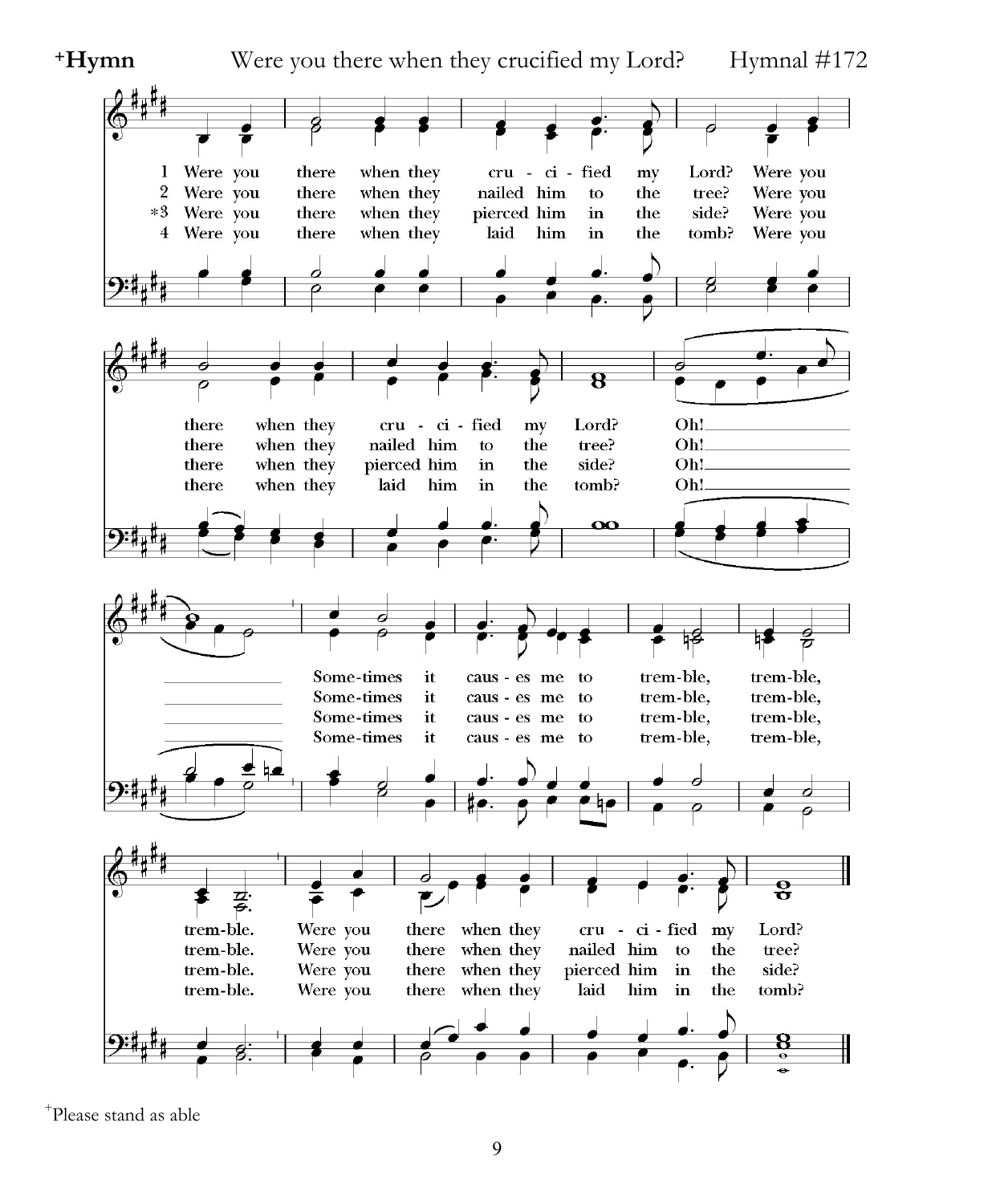**+Hymn** Were you there when they crucified my Lord? Hymnal #172

1 Were you there when they cru - ci - fied my Lord? Were you there when they cru - ci - fied my Lord? Oh! Some-times it caus - es me to trem-ble, trem-ble, trem-ble. Were you there when they cru - ci - fied my Lord?

2 Were you there when they nailed him to the tree? Were you there when they nailed him to the tree? Oh! Some-times it caus - es me to trem-ble, trem-ble, trem-ble. Were you there when they nailed him to the tree?

*3 Were you there when they pierced him in the side? Were you there when they pierced him in the side? Oh! Some-times it caus - es me to trem-ble, trem-ble, trem-ble. Were you there when they pierced him in the side?

4 Were you there when they laid him in the tomb? Were you there when they laid him in the tomb? Oh! Some-times it caus - es me to trem-ble, trem-ble, trem-ble. Were you there when they laid him in the tomb?

+Please stand as able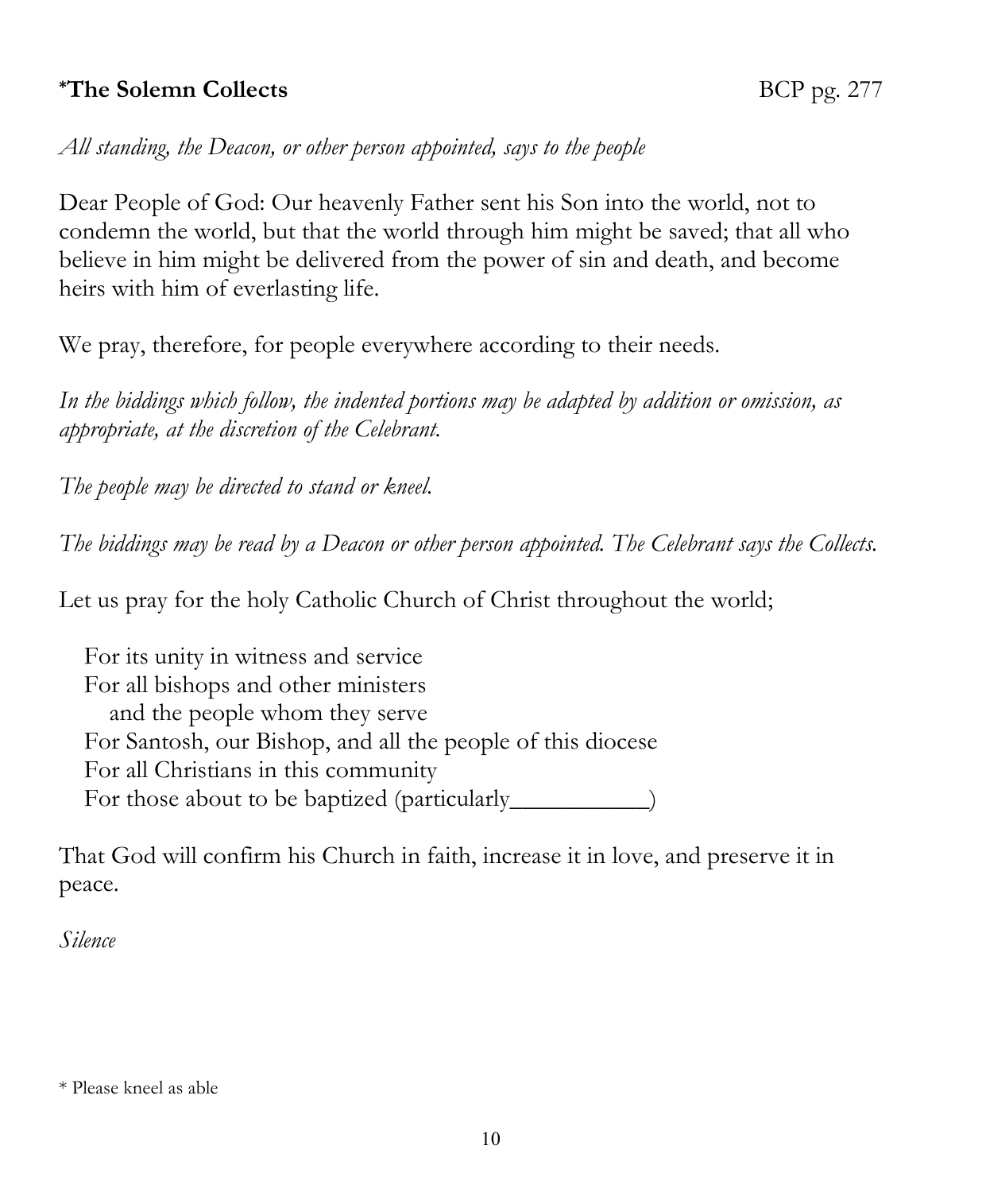### *The Solemn Collects — BCP pg. 277

*All standing, the Deacon, or other person appointed, says to the people*

Dear People of God: Our heavenly Father sent his Son into the world, not to condemn the world, but that the world through him might be saved; that all who believe in him might be delivered from the power of sin and death, and become heirs with him of everlasting life.

We pray, therefore, for people everywhere according to their needs.

*In the biddings which follow, the indented portions may be adapted by addition or omission, as appropriate, at the discretion of the Celebrant.*

*The people may be directed to stand or kneel.*

*The biddings may be read by a Deacon or other person appointed. The Celebrant says the Collects.*

Let us pray for the holy Catholic Church of Christ throughout the world;

> For its unity in witness and service
> For all bishops and other ministers
> &nbsp;&nbsp;&nbsp;and the people whom they serve
> For Santosh, our Bishop, and all the people of this diocese
> For all Christians in this community
> For those about to be baptized (particularly___________)

That God will confirm his Church in faith, increase it in love, and preserve it in peace.

*Silence*

* Please kneel as able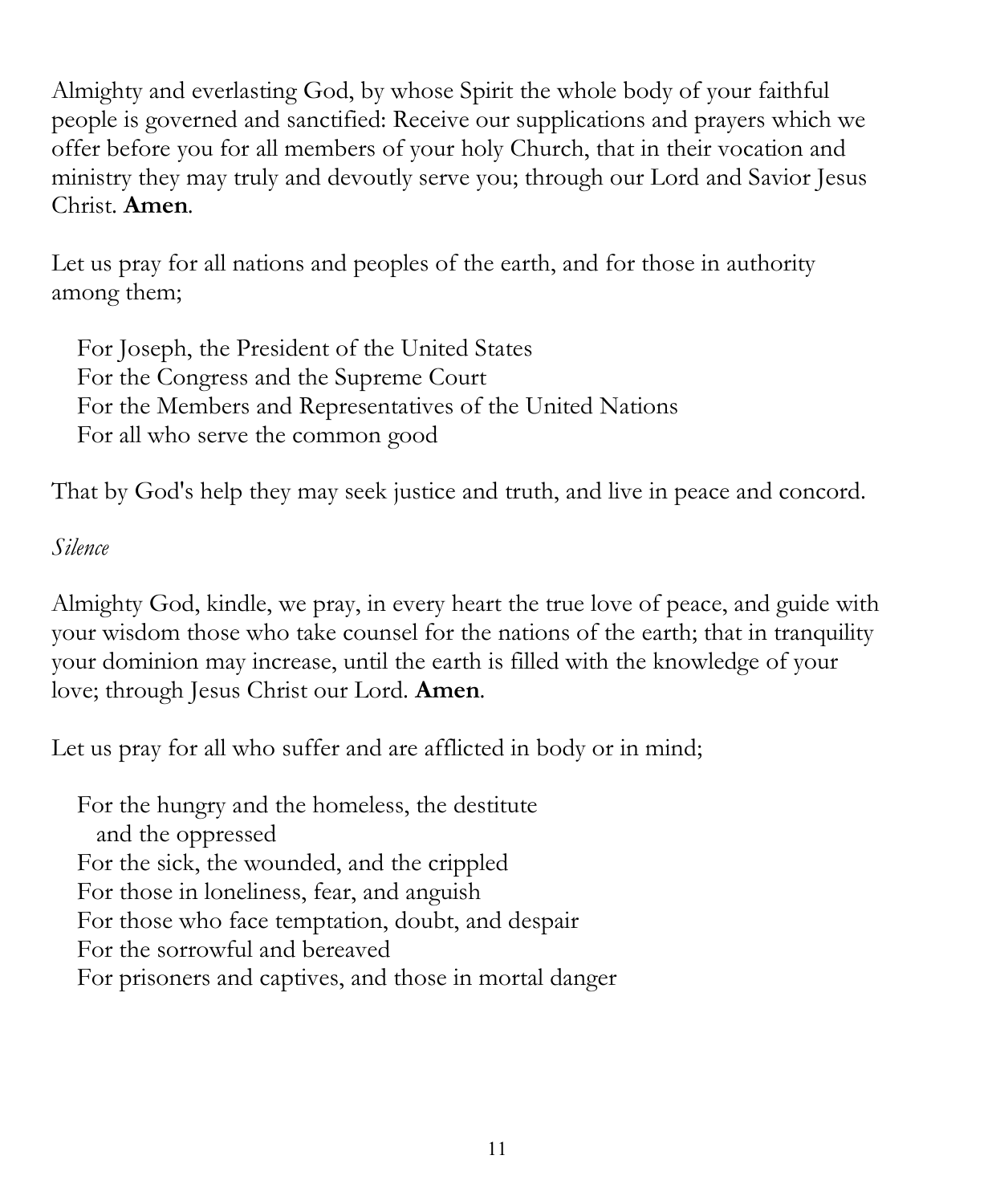Almighty and everlasting God, by whose Spirit the whole body of your faithful people is governed and sanctified: Receive our supplications and prayers which we offer before you for all members of your holy Church, that in their vocation and ministry they may truly and devoutly serve you; through our Lord and Savior Jesus Christ. **Amen**.

Let us pray for all nations and peoples of the earth, and for those in authority among them;

For Joseph, the President of the United States
For the Congress and the Supreme Court
For the Members and Representatives of the United Nations
For all who serve the common good

That by God's help they may seek justice and truth, and live in peace and concord.

*Silence*

Almighty God, kindle, we pray, in every heart the true love of peace, and guide with your wisdom those who take counsel for the nations of the earth; that in tranquility your dominion may increase, until the earth is filled with the knowledge of your love; through Jesus Christ our Lord. **Amen**.

Let us pray for all who suffer and are afflicted in body or in mind;

For the hungry and the homeless, the destitute and the oppressed
For the sick, the wounded, and the crippled
For those in loneliness, fear, and anguish
For those who face temptation, doubt, and despair
For the sorrowful and bereaved
For prisoners and captives, and those in mortal danger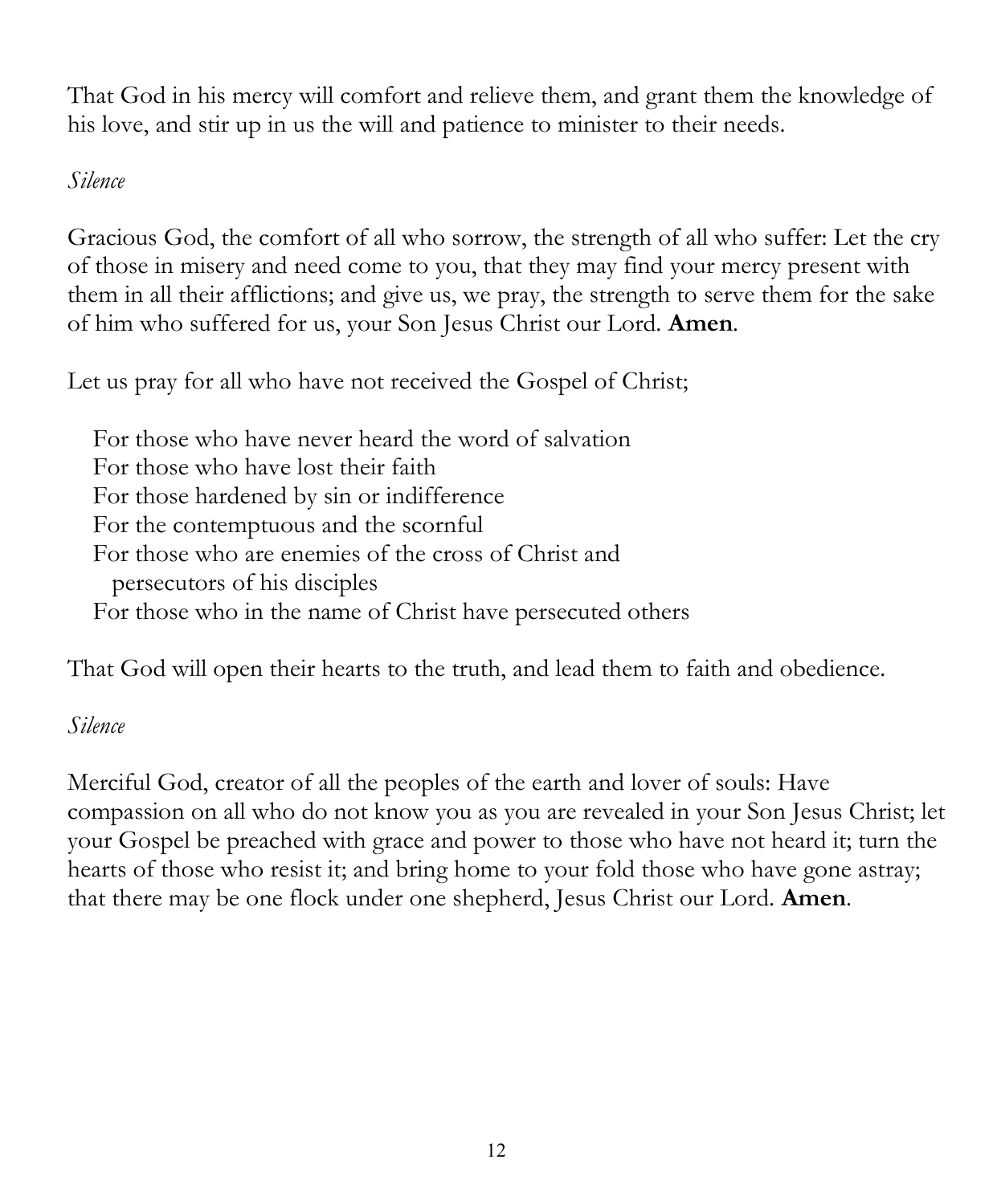That God in his mercy will comfort and relieve them, and grant them the knowledge of his love, and stir up in us the will and patience to minister to their needs.

*Silence*

Gracious God, the comfort of all who sorrow, the strength of all who suffer: Let the cry of those in misery and need come to you, that they may find your mercy present with them in all their afflictions; and give us, we pray, the strength to serve them for the sake of him who suffered for us, your Son Jesus Christ our Lord. **Amen**.

Let us pray for all who have not received the Gospel of Christ;

For those who have never heard the word of salvation
For those who have lost their faith
For those hardened by sin or indifference
For the contemptuous and the scornful
For those who are enemies of the cross of Christ and
persecutors of his disciples
For those who in the name of Christ have persecuted others

That God will open their hearts to the truth, and lead them to faith and obedience.

*Silence*

Merciful God, creator of all the peoples of the earth and lover of souls: Have compassion on all who do not know you as you are revealed in your Son Jesus Christ; let your Gospel be preached with grace and power to those who have not heard it; turn the hearts of those who resist it; and bring home to your fold those who have gone astray; that there may be one flock under one shepherd, Jesus Christ our Lord. **Amen**.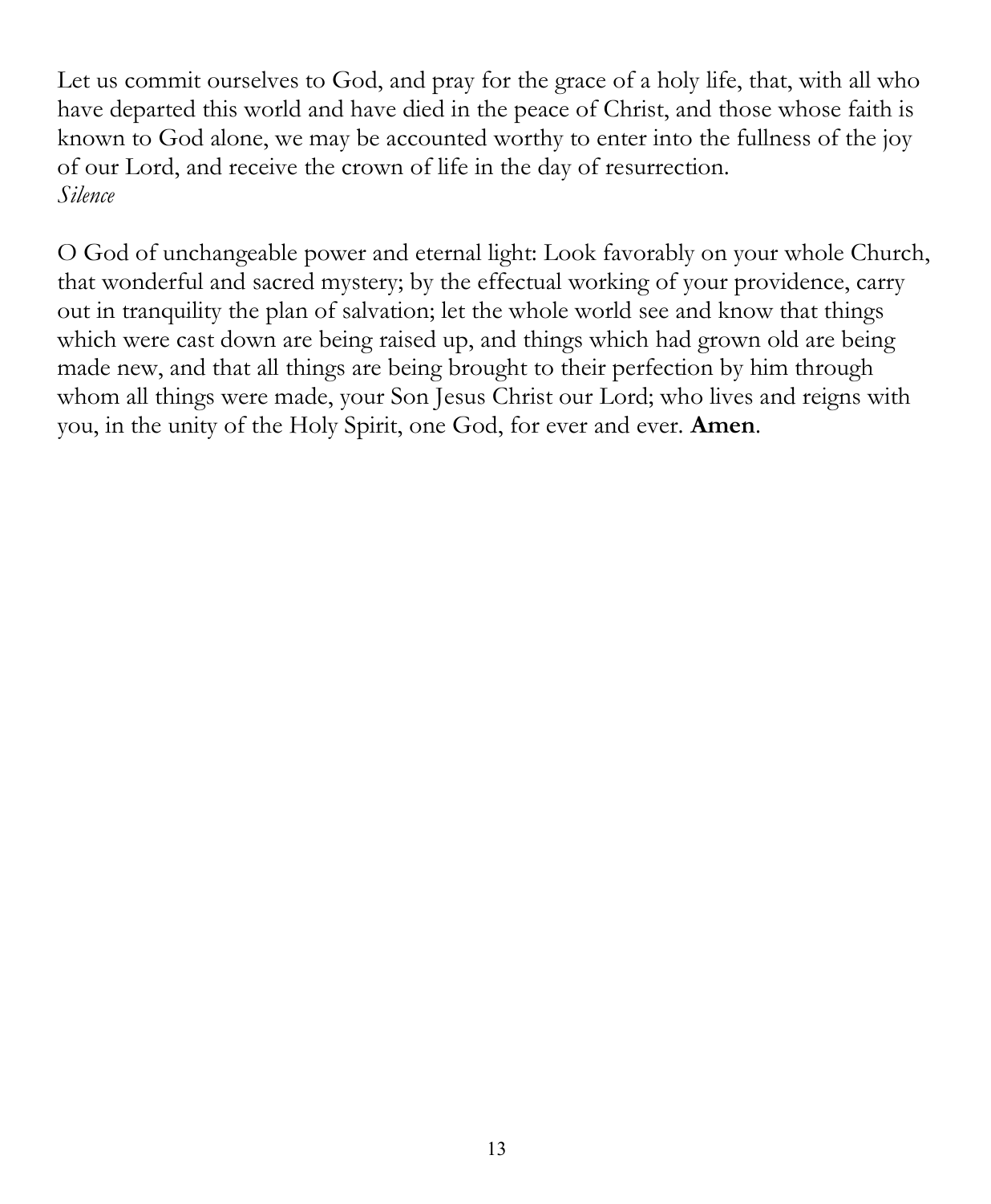Let us commit ourselves to God, and pray for the grace of a holy life, that, with all who have departed this world and have died in the peace of Christ, and those whose faith is known to God alone, we may be accounted worthy to enter into the fullness of the joy of our Lord, and receive the crown of life in the day of resurrection.
*Silence*

O God of unchangeable power and eternal light: Look favorably on your whole Church, that wonderful and sacred mystery; by the effectual working of your providence, carry out in tranquility the plan of salvation; let the whole world see and know that things which were cast down are being raised up, and things which had grown old are being made new, and that all things are being brought to their perfection by him through whom all things were made, your Son Jesus Christ our Lord; who lives and reigns with you, in the unity of the Holy Spirit, one God, for ever and ever. **Amen**.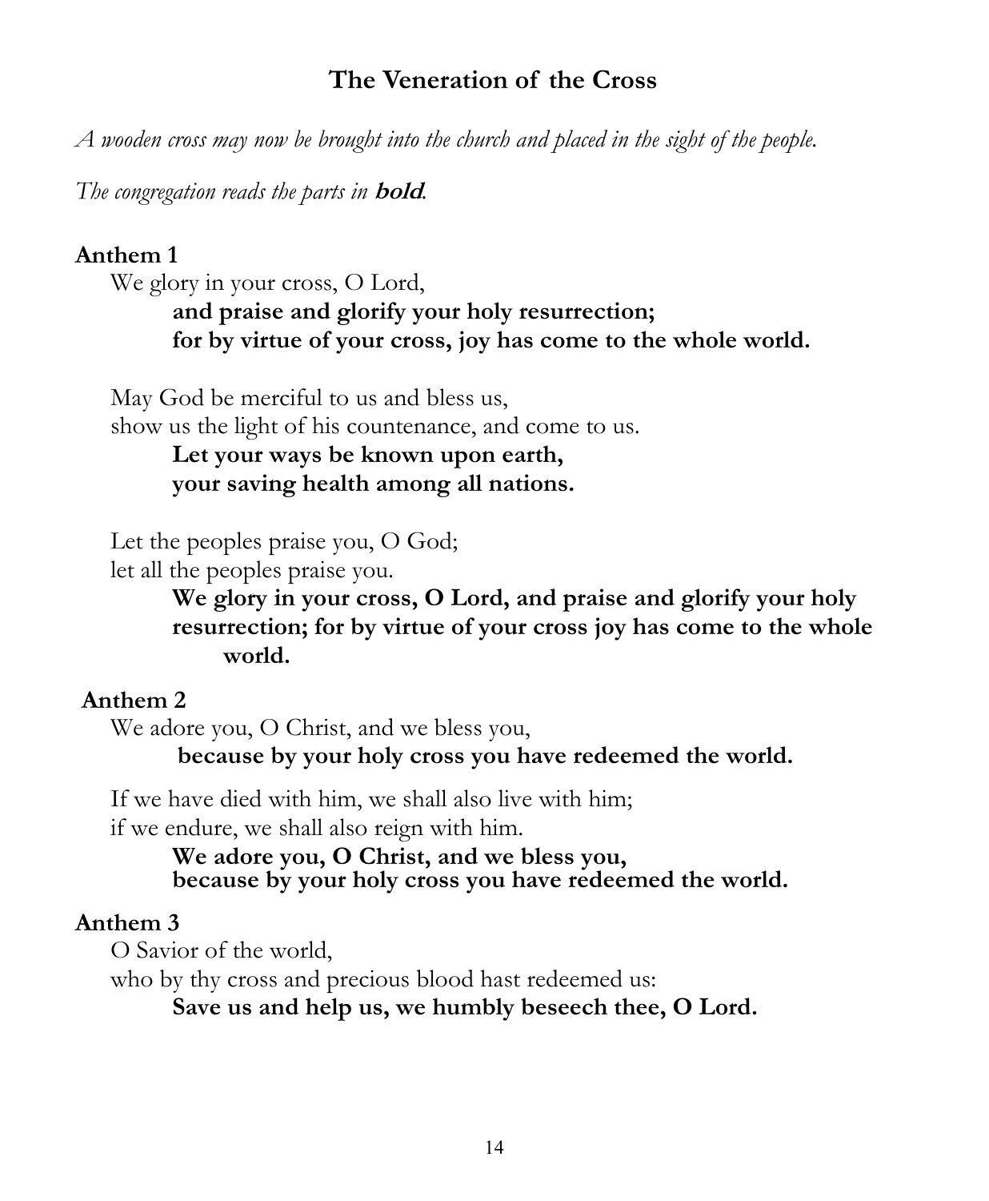## The Veneration of the Cross

*A wooden cross may now be brought into the church and placed in the sight of the people.*

*The congregation reads the parts in* ***bold****.*

**Anthem 1**

We glory in your cross, O Lord,
**and praise and glorify your holy resurrection;**
**for by virtue of your cross, joy has come to the whole world.**

May God be merciful to us and bless us,
show us the light of his countenance, and come to us.
**Let your ways be known upon earth,**
**your saving health among all nations.**

Let the peoples praise you, O God;
let all the peoples praise you.
**We glory in your cross, O Lord, and praise and glorify your holy resurrection; for by virtue of your cross joy has come to the whole world.**

**Anthem 2**

We adore you, O Christ, and we bless you,
**because by your holy cross you have redeemed the world.**

If we have died with him, we shall also live with him;
if we endure, we shall also reign with him.
**We adore you, O Christ, and we bless you,**
**because by your holy cross you have redeemed the world.**

**Anthem 3**

O Savior of the world,
who by thy cross and precious blood hast redeemed us:
**Save us and help us, we humbly beseech thee, O Lord.**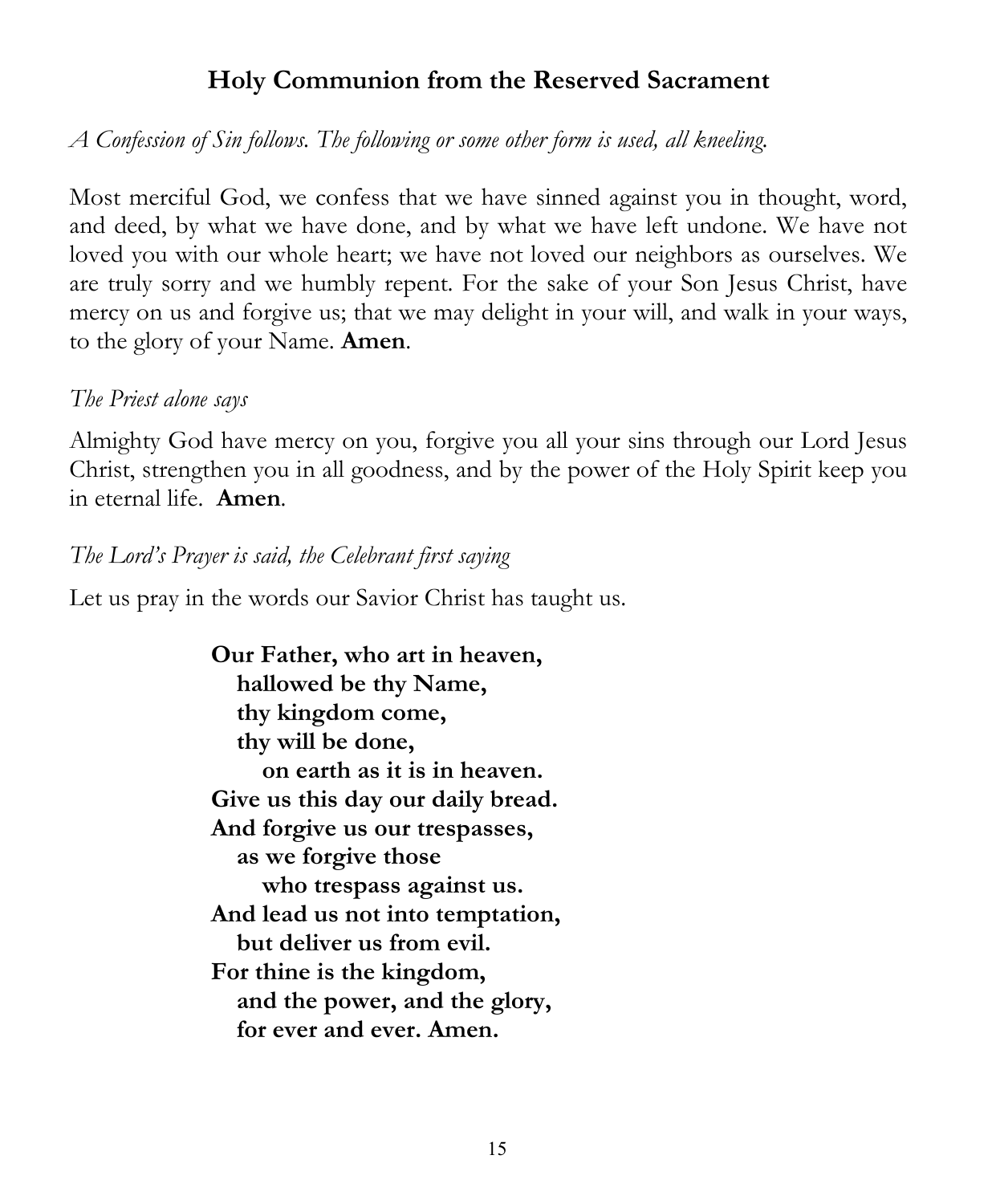## Holy Communion from the Reserved Sacrament

*A Confession of Sin follows. The following or some other form is used, all kneeling.*

Most merciful God, we confess that we have sinned against you in thought, word, and deed, by what we have done, and by what we have left undone. We have not loved you with our whole heart; we have not loved our neighbors as ourselves. We are truly sorry and we humbly repent. For the sake of your Son Jesus Christ, have mercy on us and forgive us; that we may delight in your will, and walk in your ways, to the glory of your Name. **Amen**.

*The Priest alone says*

Almighty God have mercy on you, forgive you all your sins through our Lord Jesus Christ, strengthen you in all goodness, and by the power of the Holy Spirit keep you in eternal life. **Amen**.

*The Lord's Prayer is said, the Celebrant first saying*

Let us pray in the words our Savior Christ has taught us.

**Our Father, who art in heaven,**
**hallowed be thy Name,**
**thy kingdom come,**
**thy will be done,**
**on earth as it is in heaven.**
**Give us this day our daily bread.**
**And forgive us our trespasses,**
**as we forgive those**
**who trespass against us.**
**And lead us not into temptation,**
**but deliver us from evil.**
**For thine is the kingdom,**
**and the power, and the glory,**
**for ever and ever. Amen.**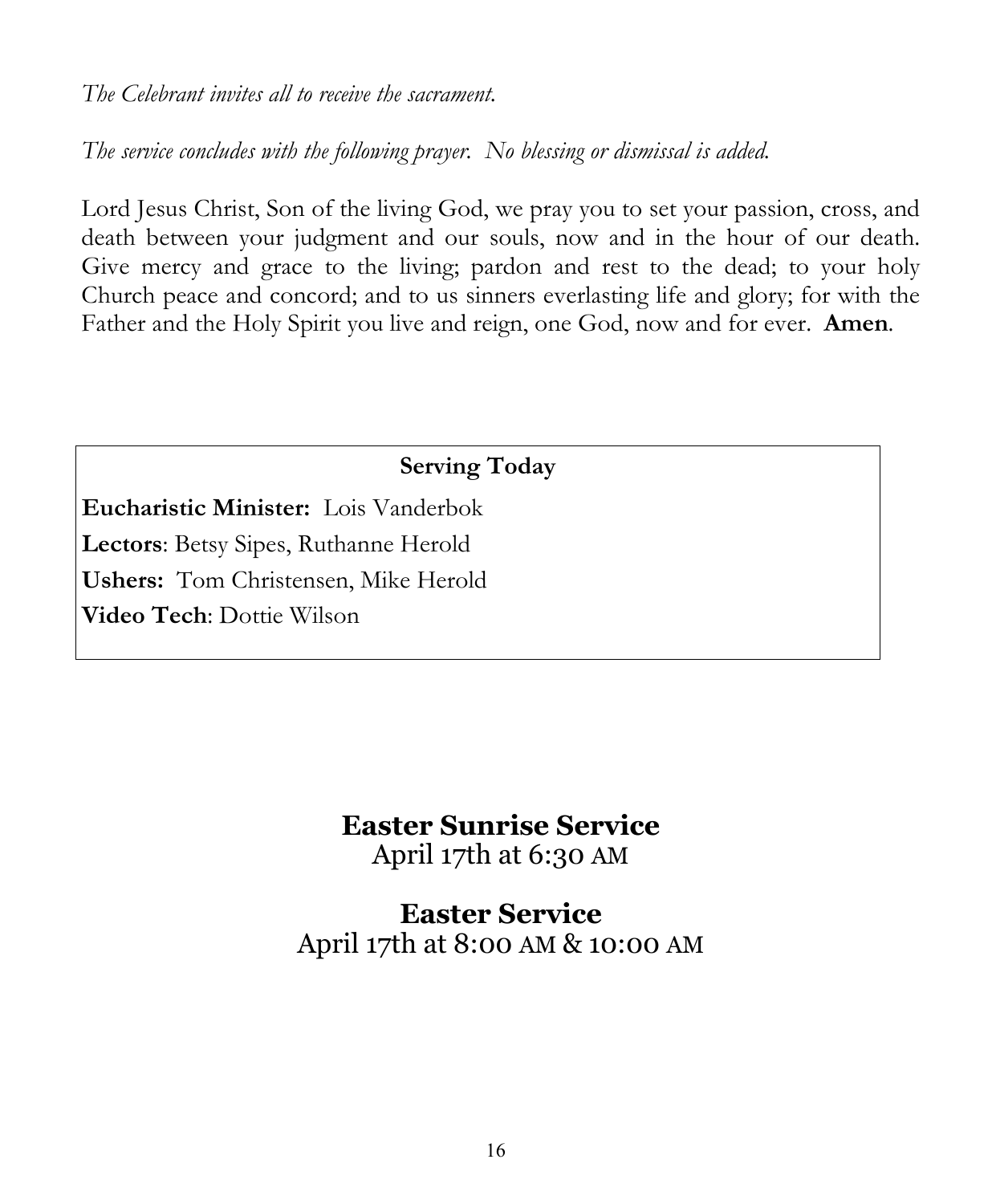*The Celebrant invites all to receive the sacrament.*

*The service concludes with the following prayer. No blessing or dismissal is added.*

Lord Jesus Christ, Son of the living God, we pray you to set your passion, cross, and death between your judgment and our souls, now and in the hour of our death. Give mercy and grace to the living; pardon and rest to the dead; to your holy Church peace and concord; and to us sinners everlasting life and glory; for with the Father and the Holy Spirit you live and reign, one God, now and for ever. **Amen**.

**Serving Today**

**Eucharistic Minister:** Lois Vanderbok

**Lectors**: Betsy Sipes, Ruthanne Herold

**Ushers:** Tom Christensen, Mike Herold

**Video Tech**: Dottie Wilson

## Easter Sunrise Service

April 17th at 6:30 AM

## Easter Service

April 17th at 8:00 AM & 10:00 AM